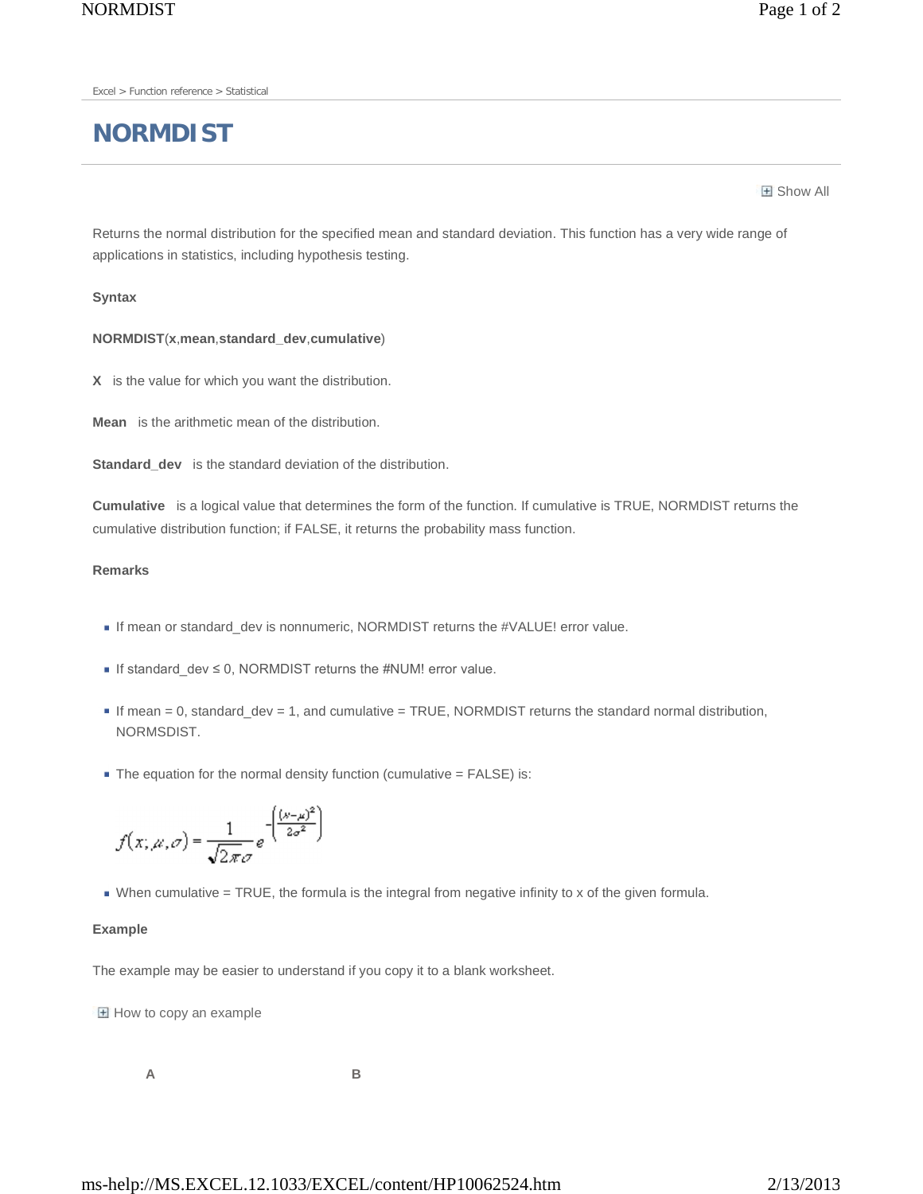Excel > Function reference > Statistical

# NORMDIST

Show All

Returns the normal distribution for the specified mean and standard deviation. This function has a very wide range of applications in statistics, including hypothesis testing.

**Syntax**

**NORMDIST**(**x**,**mean**,**standard_dev**,**cumulative**)

**X** is the value for which you want the distribution.

**Mean** is the arithmetic mean of the distribution.

**Standard_dev** is the standard deviation of the distribution.

**Cumulative** is a logical value that determines the form of the function. If cumulative is TRUE, NORMDIST returns the cumulative distribution function; if FALSE, it returns the probability mass function.

**Remarks**

- If mean or standard_dev is nonnumeric, NORMDIST returns the #VALUE! error value.
- If standard_dev ≤ 0, NORMDIST returns the #NUM! error value.
- If mean = 0, standard_dev = 1, and cumulative = TRUE, NORMDIST returns the standard normal distribution, NORMSDIST.
- The equation for the normal density function (cumulative = FALSE) is:

$$f(x;\mu,\sigma) = \frac{1}{\sqrt{2\pi}\sigma} e^{-\left(\frac{(x-\mu)^2}{2\sigma^2}\right)}$$

- When cumulative = TRUE, the formula is the integral from negative infinity to x of the given formula.

**Example**

The example may be easier to understand if you copy it to a blank worksheet.

How to copy an example

| A | B |
|---|---|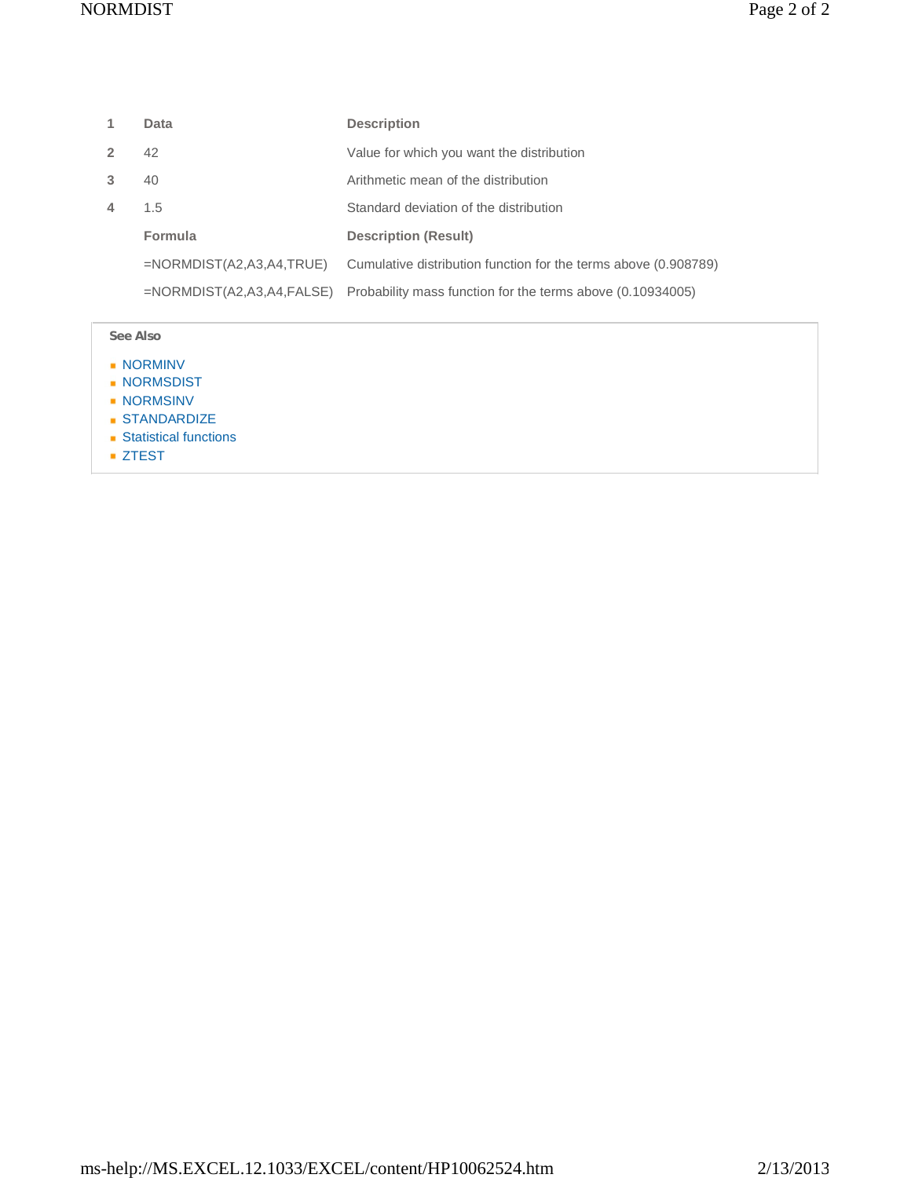| | | |
|---|---|---|
| 1 | **Data** | **Description** |
| 2 | 42 | Value for which you want the distribution |
| 3 | 40 | Arithmetic mean of the distribution |
| 4 | 1.5 | Standard deviation of the distribution |
| | **Formula** | **Description (Result)** |
| | =NORMDIST(A2,A3,A4,TRUE) | Cumulative distribution function for the terms above (0.908789) |
| | =NORMDIST(A2,A3,A4,FALSE) | Probability mass function for the terms above (0.10934005) |

**See Also**

- NORMINV
- NORMSDIST
- NORMSINV
- STANDARDIZE
- Statistical functions
- ZTEST